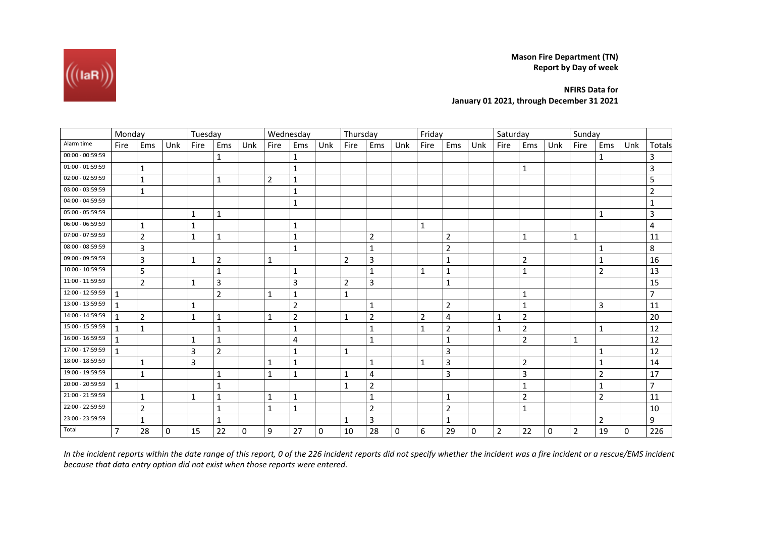**Mason Fire Department (TN)**
**Report by Day of week**

**NFIRS Data for**
**January 01 2021, through December 31 2021**

| | Monday | | | Tuesday | | | Wednesday | | | Thursday | | | Friday | | | Saturday | | | Sunday | | | |
|---|---|---|---|---|---|---|---|---|---|---|---|---|---|---|---|---|---|---|---|---|---|---|
| Alarm time | Fire | Ems | Unk | Fire | Ems | Unk | Fire | Ems | Unk | Fire | Ems | Unk | Fire | Ems | Unk | Fire | Ems | Unk | Fire | Ems | Unk | Totals |
| 00:00 - 00:59:59 | | | | | 1 | | | 1 | | | | | | | | | | | | 1 | | 3 |
| 01:00 - 01:59:59 | | 1 | | | | | | 1 | | | | | | | | | 1 | | | | | 3 |
| 02:00 - 02:59:59 | | 1 | | | 1 | | 2 | 1 | | | | | | | | | | | | | | 5 |
| 03:00 - 03:59:59 | | 1 | | | | | | 1 | | | | | | | | | | | | | | 2 |
| 04:00 - 04:59:59 | | | | | | | | 1 | | | | | | | | | | | | | | 1 |
| 05:00 - 05:59:59 | | | | 1 | 1 | | | | | | | | | | | | | | | 1 | | 3 |
| 06:00 - 06:59:59 | | 1 | | 1 | | | | 1 | | | | | 1 | | | | | | | | | 4 |
| 07:00 - 07:59:59 | | 2 | | 1 | 1 | | | 1 | | | 2 | | | 2 | | | 1 | | 1 | | | 11 |
| 08:00 - 08:59:59 | | 3 | | | | | | 1 | | | 1 | | | 2 | | | | | | 1 | | 8 |
| 09:00 - 09:59:59 | | 3 | | 1 | 2 | | 1 | | | 2 | 3 | | | 1 | | | 2 | | | 1 | | 16 |
| 10:00 - 10:59:59 | | 5 | | | 1 | | | 1 | | | 1 | | 1 | 1 | | | 1 | | | 2 | | 13 |
| 11:00 - 11:59:59 | | 2 | | 1 | 3 | | | 3 | | 2 | 3 | | | 1 | | | | | | | | 15 |
| 12:00 - 12:59:59 | 1 | | | | 2 | | 1 | 1 | | 1 | | | | | | | 1 | | | | | 7 |
| 13:00 - 13:59:59 | 1 | | | 1 | | | | 2 | | | 1 | | | 2 | | | 1 | | | 3 | | 11 |
| 14:00 - 14:59:59 | 1 | 2 | | 1 | 1 | | 1 | 2 | | 1 | 2 | | 2 | 4 | | 1 | 2 | | | | | 20 |
| 15:00 - 15:59:59 | 1 | 1 | | | 1 | | | 1 | | | 1 | | 1 | 2 | | 1 | 2 | | | 1 | | 12 |
| 16:00 - 16:59:59 | 1 | | | 1 | 1 | | | 4 | | | 1 | | | 1 | | | 2 | | 1 | | | 12 |
| 17:00 - 17:59:59 | 1 | | | 3 | 2 | | | 1 | | 1 | | | | 3 | | | | | | 1 | | 12 |
| 18:00 - 18:59:59 | | 1 | | 3 | | | 1 | 1 | | | 1 | | 1 | 3 | | | 2 | | | 1 | | 14 |
| 19:00 - 19:59:59 | | 1 | | | 1 | | 1 | 1 | | 1 | 4 | | | 3 | | | 3 | | | 2 | | 17 |
| 20:00 - 20:59:59 | 1 | | | | 1 | | | | | 1 | 2 | | | | | | 1 | | | 1 | | 7 |
| 21:00 - 21:59:59 | | 1 | | 1 | 1 | | 1 | 1 | | | 1 | | | 1 | | | 2 | | | 2 | | 11 |
| 22:00 - 22:59:59 | | 2 | | | 1 | | 1 | 1 | | | 2 | | | 2 | | | 1 | | | | | 10 |
| 23:00 - 23:59:59 | | 1 | | | 1 | | | | | 1 | 3 | | | 1 | | | | | | 2 | | 9 |
| Total | 7 | 28 | 0 | 15 | 22 | 0 | 9 | 27 | 0 | 10 | 28 | 0 | 6 | 29 | 0 | 2 | 22 | 0 | 2 | 19 | 0 | 226 |

*In the incident reports within the date range of this report, 0 of the 226 incident reports did not specify whether the incident was a fire incident or a rescue/EMS incident because that data entry option did not exist when those reports were entered.*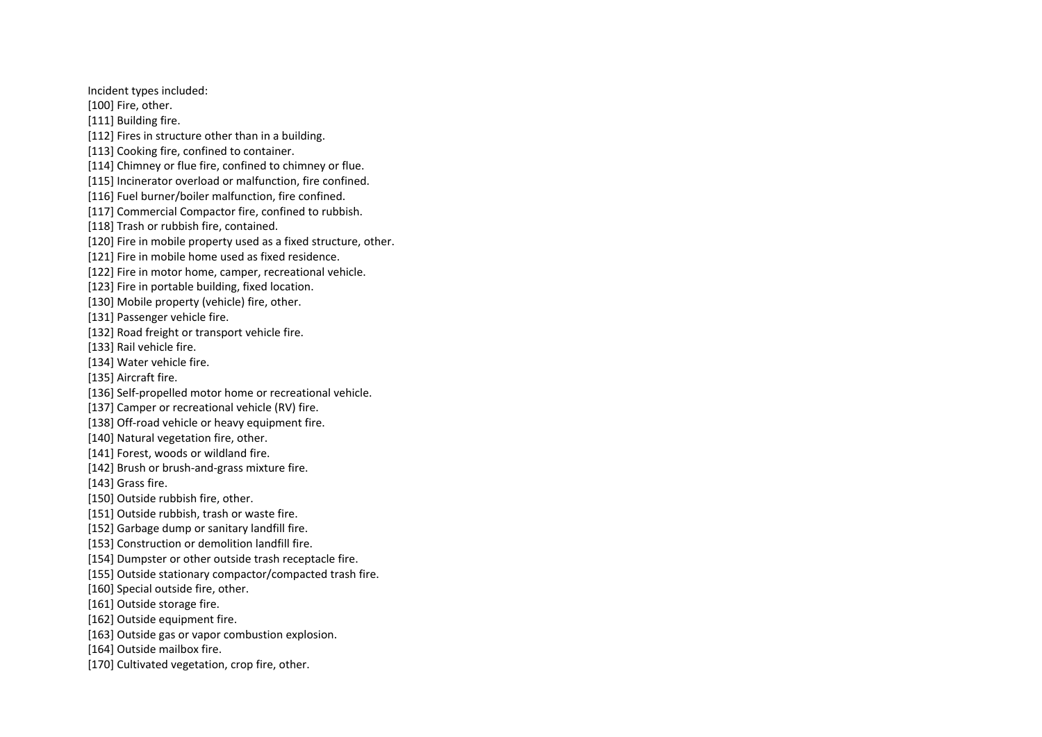Incident types included:

[100] Fire, other.

[111] Building fire.

[112] Fires in structure other than in a building.

[113] Cooking fire, confined to container.

[114] Chimney or flue fire, confined to chimney or flue.

[115] Incinerator overload or malfunction, fire confined.

[116] Fuel burner/boiler malfunction, fire confined.

[117] Commercial Compactor fire, confined to rubbish.

[118] Trash or rubbish fire, contained.

[120] Fire in mobile property used as a fixed structure, other.

[121] Fire in mobile home used as fixed residence.

[122] Fire in motor home, camper, recreational vehicle.

[123] Fire in portable building, fixed location.

[130] Mobile property (vehicle) fire, other.

[131] Passenger vehicle fire.

[132] Road freight or transport vehicle fire.

[133] Rail vehicle fire.

[134] Water vehicle fire.

[135] Aircraft fire.

[136] Self-propelled motor home or recreational vehicle.

[137] Camper or recreational vehicle (RV) fire.

[138] Off-road vehicle or heavy equipment fire.

[140] Natural vegetation fire, other.

[141] Forest, woods or wildland fire.

[142] Brush or brush-and-grass mixture fire.

[143] Grass fire.

[150] Outside rubbish fire, other.

[151] Outside rubbish, trash or waste fire.

[152] Garbage dump or sanitary landfill fire.

[153] Construction or demolition landfill fire.

[154] Dumpster or other outside trash receptacle fire.

[155] Outside stationary compactor/compacted trash fire.

[160] Special outside fire, other.

[161] Outside storage fire.

[162] Outside equipment fire.

[163] Outside gas or vapor combustion explosion.

[164] Outside mailbox fire.

[170] Cultivated vegetation, crop fire, other.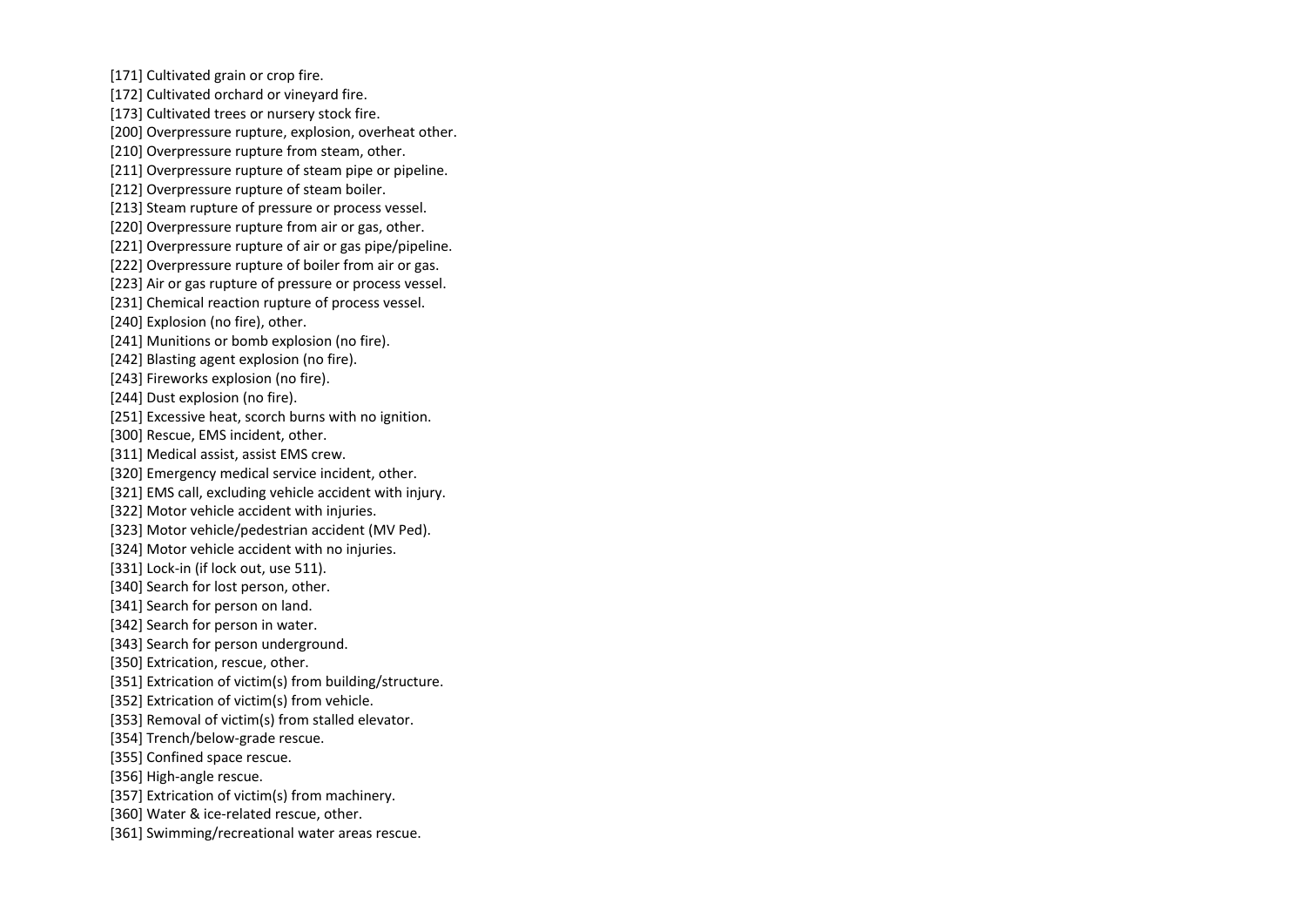[171] Cultivated grain or crop fire.

[172] Cultivated orchard or vineyard fire.

[173] Cultivated trees or nursery stock fire.

[200] Overpressure rupture, explosion, overheat other.

[210] Overpressure rupture from steam, other.

[211] Overpressure rupture of steam pipe or pipeline.

[212] Overpressure rupture of steam boiler.

[213] Steam rupture of pressure or process vessel.

[220] Overpressure rupture from air or gas, other.

[221] Overpressure rupture of air or gas pipe/pipeline.

[222] Overpressure rupture of boiler from air or gas.

[223] Air or gas rupture of pressure or process vessel.

[231] Chemical reaction rupture of process vessel.

[240] Explosion (no fire), other.

[241] Munitions or bomb explosion (no fire).

[242] Blasting agent explosion (no fire).

[243] Fireworks explosion (no fire).

[244] Dust explosion (no fire).

[251] Excessive heat, scorch burns with no ignition.

[300] Rescue, EMS incident, other.

[311] Medical assist, assist EMS crew.

[320] Emergency medical service incident, other.

[321] EMS call, excluding vehicle accident with injury.

[322] Motor vehicle accident with injuries.

[323] Motor vehicle/pedestrian accident (MV Ped).

[324] Motor vehicle accident with no injuries.

[331] Lock-in (if lock out, use 511).

[340] Search for lost person, other.

[341] Search for person on land.

[342] Search for person in water.

[343] Search for person underground.

[350] Extrication, rescue, other.

[351] Extrication of victim(s) from building/structure.

[352] Extrication of victim(s) from vehicle.

[353] Removal of victim(s) from stalled elevator.

[354] Trench/below-grade rescue.

[355] Confined space rescue.

[356] High-angle rescue.

[357] Extrication of victim(s) from machinery.

[360] Water & ice-related rescue, other.

[361] Swimming/recreational water areas rescue.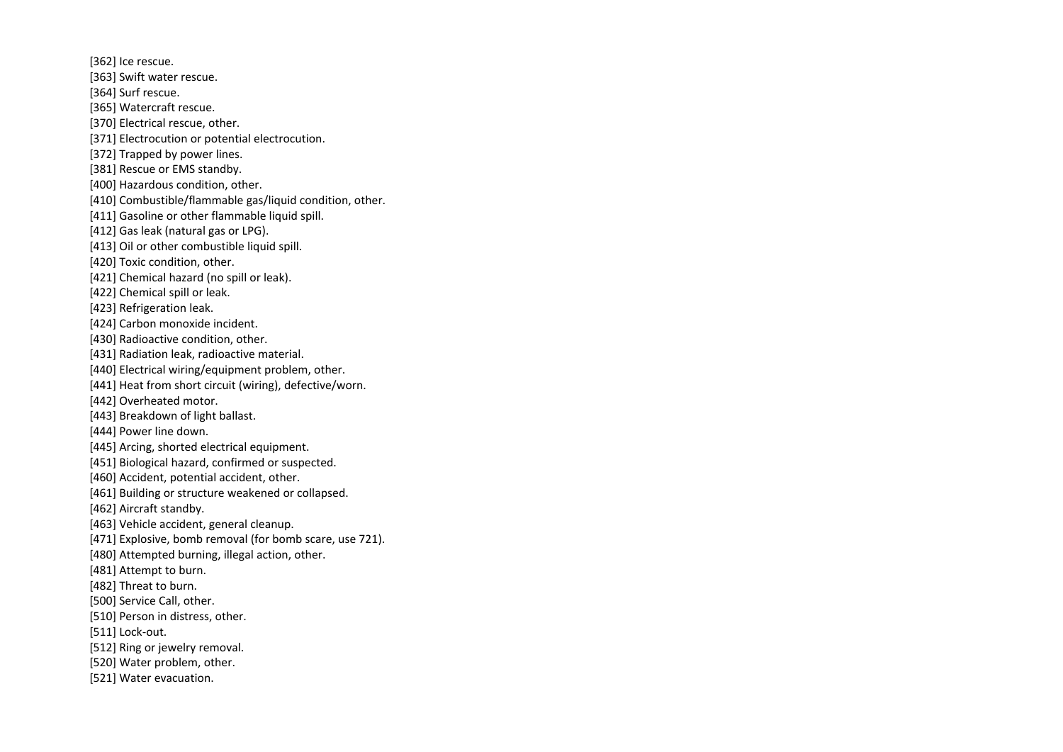[362] Ice rescue.
[363] Swift water rescue.
[364] Surf rescue.
[365] Watercraft rescue.
[370] Electrical rescue, other.
[371] Electrocution or potential electrocution.
[372] Trapped by power lines.
[381] Rescue or EMS standby.
[400] Hazardous condition, other.
[410] Combustible/flammable gas/liquid condition, other.
[411] Gasoline or other flammable liquid spill.
[412] Gas leak (natural gas or LPG).
[413] Oil or other combustible liquid spill.
[420] Toxic condition, other.
[421] Chemical hazard (no spill or leak).
[422] Chemical spill or leak.
[423] Refrigeration leak.
[424] Carbon monoxide incident.
[430] Radioactive condition, other.
[431] Radiation leak, radioactive material.
[440] Electrical wiring/equipment problem, other.
[441] Heat from short circuit (wiring), defective/worn.
[442] Overheated motor.
[443] Breakdown of light ballast.
[444] Power line down.
[445] Arcing, shorted electrical equipment.
[451] Biological hazard, confirmed or suspected.
[460] Accident, potential accident, other.
[461] Building or structure weakened or collapsed.
[462] Aircraft standby.
[463] Vehicle accident, general cleanup.
[471] Explosive, bomb removal (for bomb scare, use 721).
[480] Attempted burning, illegal action, other.
[481] Attempt to burn.
[482] Threat to burn.
[500] Service Call, other.
[510] Person in distress, other.
[511] Lock-out.
[512] Ring or jewelry removal.
[520] Water problem, other.
[521] Water evacuation.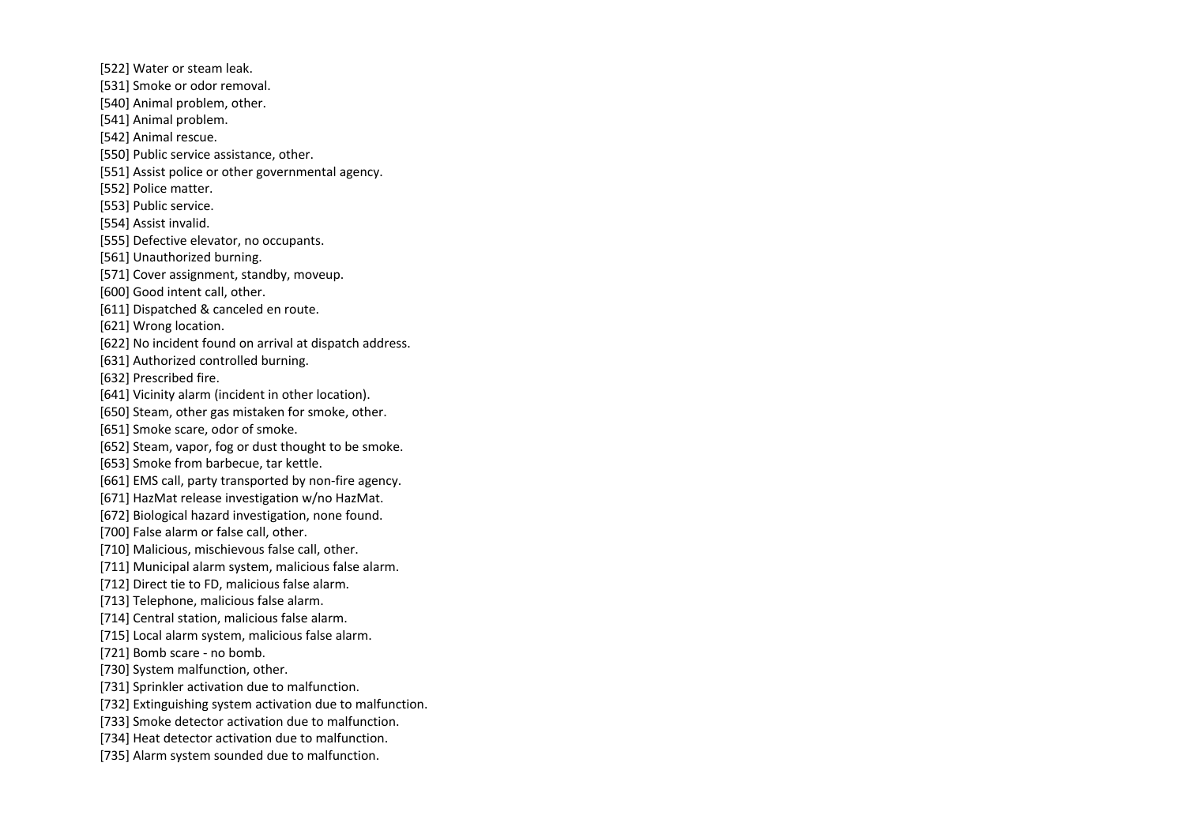[522] Water or steam leak.

[531] Smoke or odor removal.

[540] Animal problem, other.

[541] Animal problem.

[542] Animal rescue.

[550] Public service assistance, other.

[551] Assist police or other governmental agency.

[552] Police matter.

[553] Public service.

[554] Assist invalid.

[555] Defective elevator, no occupants.

[561] Unauthorized burning.

[571] Cover assignment, standby, moveup.

[600] Good intent call, other.

[611] Dispatched & canceled en route.

[621] Wrong location.

[622] No incident found on arrival at dispatch address.

[631] Authorized controlled burning.

[632] Prescribed fire.

[641] Vicinity alarm (incident in other location).

[650] Steam, other gas mistaken for smoke, other.

[651] Smoke scare, odor of smoke.

[652] Steam, vapor, fog or dust thought to be smoke.

[653] Smoke from barbecue, tar kettle.

[661] EMS call, party transported by non-fire agency.

[671] HazMat release investigation w/no HazMat.

[672] Biological hazard investigation, none found.

[700] False alarm or false call, other.

[710] Malicious, mischievous false call, other.

[711] Municipal alarm system, malicious false alarm.

[712] Direct tie to FD, malicious false alarm.

[713] Telephone, malicious false alarm.

[714] Central station, malicious false alarm.

[715] Local alarm system, malicious false alarm.

[721] Bomb scare - no bomb.

[730] System malfunction, other.

[731] Sprinkler activation due to malfunction.

[732] Extinguishing system activation due to malfunction.

[733] Smoke detector activation due to malfunction.

[734] Heat detector activation due to malfunction.

[735] Alarm system sounded due to malfunction.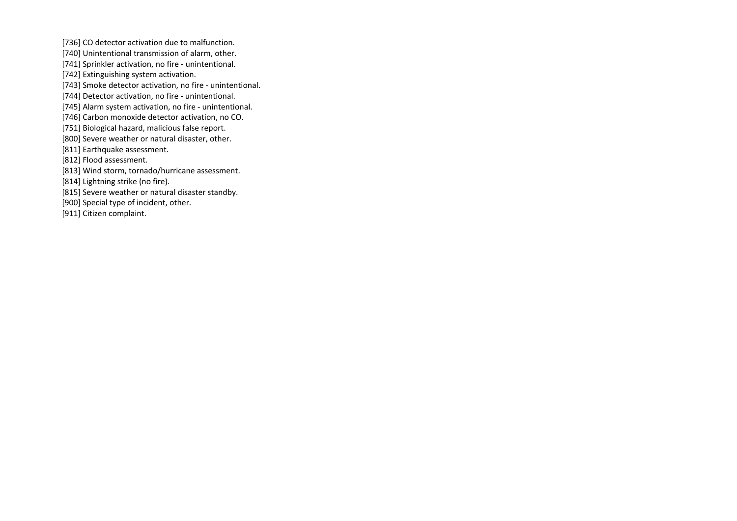[736] CO detector activation due to malfunction.
[740] Unintentional transmission of alarm, other.
[741] Sprinkler activation, no fire - unintentional.
[742] Extinguishing system activation.
[743] Smoke detector activation, no fire - unintentional.
[744] Detector activation, no fire - unintentional.
[745] Alarm system activation, no fire - unintentional.
[746] Carbon monoxide detector activation, no CO.
[751] Biological hazard, malicious false report.
[800] Severe weather or natural disaster, other.
[811] Earthquake assessment.
[812] Flood assessment.
[813] Wind storm, tornado/hurricane assessment.
[814] Lightning strike (no fire).
[815] Severe weather or natural disaster standby.
[900] Special type of incident, other.
[911] Citizen complaint.